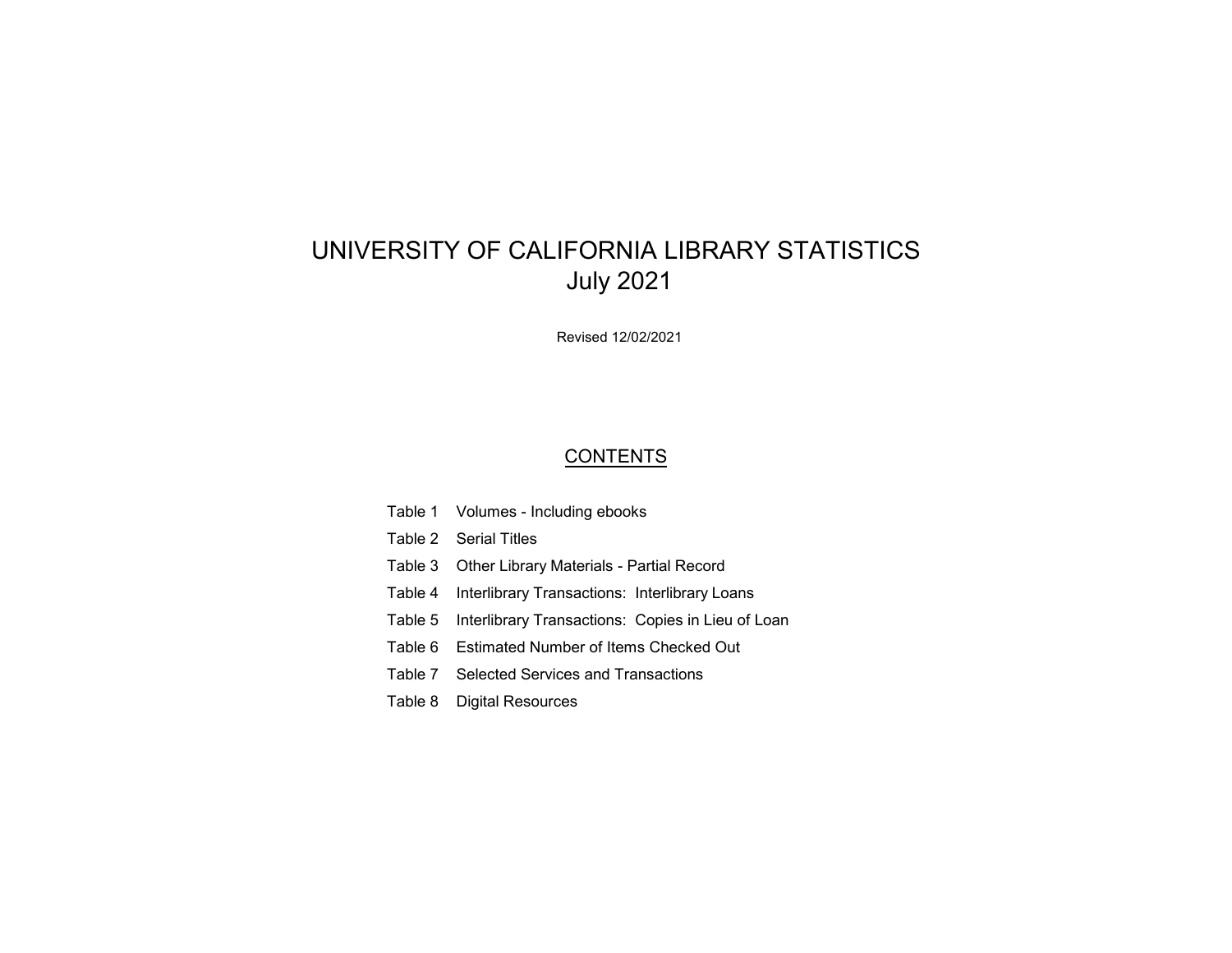# UNIVERSITY OF CALIFORNIA LIBRARY STATISTICS
## July 2021

Revised 12/02/2021

### CONTENTS

- Table 1 Volumes - Including ebooks
- Table 2 Serial Titles
- Table 3 Other Library Materials - Partial Record
- Table 4 Interlibrary Transactions: Interlibrary Loans
- Table 5 Interlibrary Transactions: Copies in Lieu of Loan
- Table 6 Estimated Number of Items Checked Out
- Table 7 Selected Services and Transactions
- Table 8 Digital Resources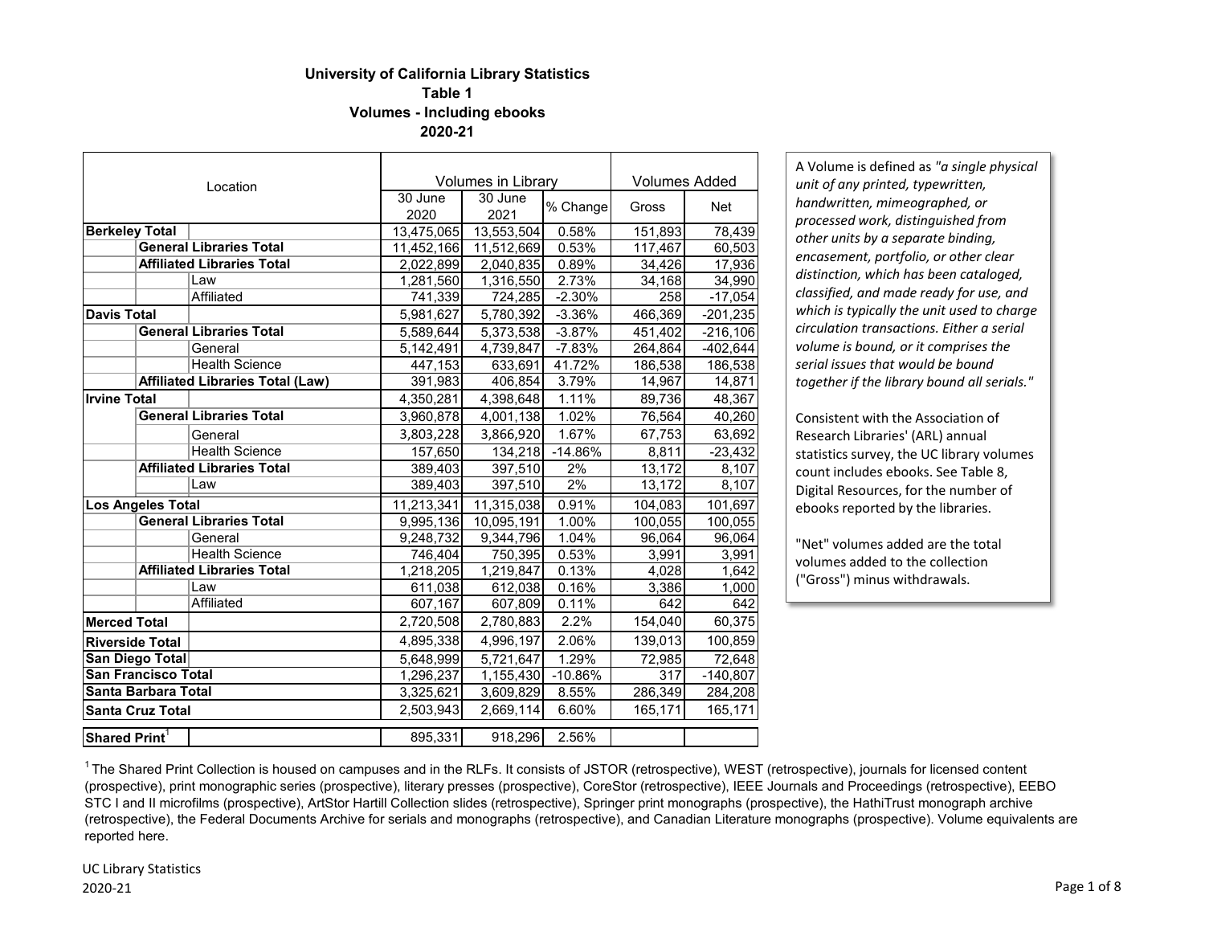# University of California Library Statistics
## Table 1
## Volumes - Including ebooks
## 2020-21

| Location | | | Volumes in Library | | | Volumes Added | |
|---|---|---|---|---|---|---|---|
| | | | 30 June 2020 | 30 June 2021 | % Change | Gross | Net |
| **Berkeley Total** | | | 13,475,065 | 13,553,504 | 0.58% | 151,893 | 78,439 |
| | **General Libraries Total** | | 11,452,166 | 11,512,669 | 0.53% | 117,467 | 60,503 |
| | **Affiliated Libraries Total** | | 2,022,899 | 2,040,835 | 0.89% | 34,426 | 17,936 |
| | | Law | 1,281,560 | 1,316,550 | 2.73% | 34,168 | 34,990 |
| | | Affiliated | 741,339 | 724,285 | -2.30% | 258 | -17,054 |
| **Davis Total** | | | 5,981,627 | 5,780,392 | -3.36% | 466,369 | -201,235 |
| | **General Libraries Total** | | 5,589,644 | 5,373,538 | -3.87% | 451,402 | -216,106 |
| | | General | 5,142,491 | 4,739,847 | -7.83% | 264,864 | -402,644 |
| | | Health Science | 447,153 | 633,691 | 41.72% | 186,538 | 186,538 |
| | **Affiliated Libraries Total (Law)** | | 391,983 | 406,854 | 3.79% | 14,967 | 14,871 |
| **Irvine Total** | | | 4,350,281 | 4,398,648 | 1.11% | 89,736 | 48,367 |
| | **General Libraries Total** | | 3,960,878 | 4,001,138 | 1.02% | 76,564 | 40,260 |
| | | General | 3,803,228 | 3,866,920 | 1.67% | 67,753 | 63,692 |
| | | Health Science | 157,650 | 134,218 | -14.86% | 8,811 | -23,432 |
| | **Affiliated Libraries Total** | | 389,403 | 397,510 | 2% | 13,172 | 8,107 |
| | | Law | 389,403 | 397,510 | 2% | 13,172 | 8,107 |
| **Los Angeles Total** | | | 11,213,341 | 11,315,038 | 0.91% | 104,083 | 101,697 |
| | **General Libraries Total** | | 9,995,136 | 10,095,191 | 1.00% | 100,055 | 100,055 |
| | | General | 9,248,732 | 9,344,796 | 1.04% | 96,064 | 96,064 |
| | | Health Science | 746,404 | 750,395 | 0.53% | 3,991 | 3,991 |
| | **Affiliated Libraries Total** | | 1,218,205 | 1,219,847 | 0.13% | 4,028 | 1,642 |
| | | Law | 611,038 | 612,038 | 0.16% | 3,386 | 1,000 |
| | | Affiliated | 607,167 | 607,809 | 0.11% | 642 | 642 |
| **Merced Total** | | | 2,720,508 | 2,780,883 | 2.2% | 154,040 | 60,375 |
| **Riverside Total** | | | 4,895,338 | 4,996,197 | 2.06% | 139,013 | 100,859 |
| **San Diego Total** | | | 5,648,999 | 5,721,647 | 1.29% | 72,985 | 72,648 |
| **San Francisco Total** | | | 1,296,237 | 1,155,430 | -10.86% | 317 | -140,807 |
| **Santa Barbara Total** | | | 3,325,621 | 3,609,829 | 8.55% | 286,349 | 284,208 |
| **Santa Cruz Total** | | | 2,503,943 | 2,669,114 | 6.60% | 165,171 | 165,171 |
| **Shared Print**[1] | | | 895,331 | 918,296 | 2.56% | | |

A Volume is defined as *"a single physical unit of any printed, typewritten, handwritten, mimeographed, or processed work, distinguished from other units by a separate binding, encasement, portfolio, or other clear distinction, which has been cataloged, classified, and made ready for use, and which is typically the unit used to charge circulation transactions. Either a serial volume is bound, or it comprises the serial issues that would be bound together if the library bound all serials."*

Consistent with the Association of Research Libraries' (ARL) annual statistics survey, the UC library volumes count includes ebooks. See Table 8, Digital Resources, for the number of ebooks reported by the libraries.

"Net" volumes added are the total volumes added to the collection ("Gross") minus withdrawals.

[1] The Shared Print Collection is housed on campuses and in the RLFs. It consists of JSTOR (retrospective), WEST (retrospective), journals for licensed content (prospective), print monographic series (prospective), literary presses (prospective), CoreStor (retrospective), IEEE Journals and Proceedings (retrospective), EEBO STC I and II microfilms (prospective), ArtStor Hartill Collection slides (retrospective), Springer print monographs (prospective), the HathiTrust monograph archive (retrospective), the Federal Documents Archive for serials and monographs (retrospective), and Canadian Literature monographs (prospective). Volume equivalents are reported here.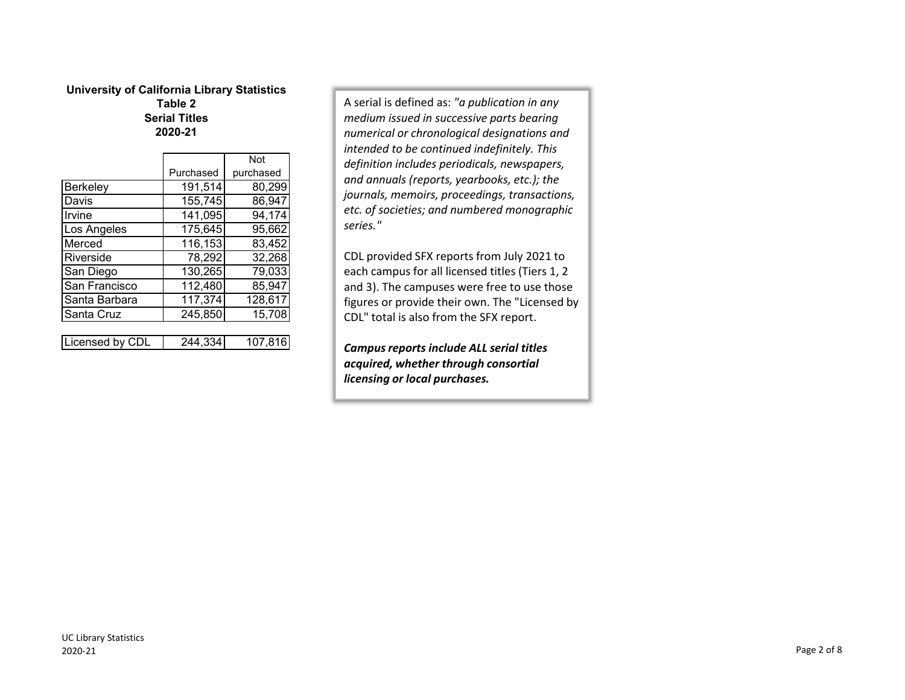# University of California Library Statistics
## Table 2
## Serial Titles
## 2020-21

| | Purchased | Not purchased |
|---|---|---|
| Berkeley | 191,514 | 80,299 |
| Davis | 155,745 | 86,947 |
| Irvine | 141,095 | 94,174 |
| Los Angeles | 175,645 | 95,662 |
| Merced | 116,153 | 83,452 |
| Riverside | 78,292 | 32,268 |
| San Diego | 130,265 | 79,033 |
| San Francisco | 112,480 | 85,947 |
| Santa Barbara | 117,374 | 128,617 |
| Santa Cruz | 245,850 | 15,708 |
| | | |
| Licensed by CDL | 244,334 | 107,816 |

A serial is defined as: *"a publication in any medium issued in successive parts bearing numerical or chronological designations and intended to be continued indefinitely. This definition includes periodicals, newspapers, and annuals (reports, yearbooks, etc.); the journals, memoirs, proceedings, transactions, etc. of societies; and numbered monographic series."*

CDL provided SFX reports from July 2021 to each campus for all licensed titles (Tiers 1, 2 and 3). The campuses were free to use those figures or provide their own. The "Licensed by CDL" total is also from the SFX report.

***Campus reports include ALL serial titles acquired, whether through consortial licensing or local purchases.***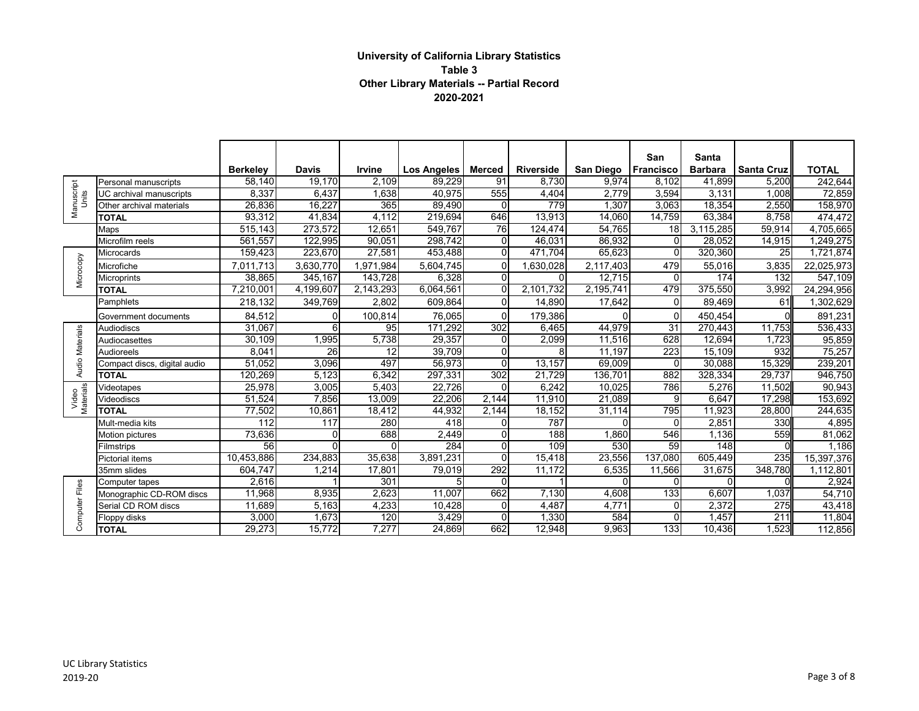# University of California Library Statistics
## Table 3
## Other Library Materials -- Partial Record
## 2020-2021

| | | Berkeley | Davis | Irvine | Los Angeles | Merced | Riverside | San Diego | San Francisco | Santa Barbara | Santa Cruz | TOTAL |
|---|---|---|---|---|---|---|---|---|---|---|---|---|
| Manuscript Units | Personal manuscripts | 58,140 | 19,170 | 2,109 | 89,229 | 91 | 8,730 | 9,974 | 8,102 | 41,899 | 5,200 | 242,644 |
| | UC archival manuscripts | 8,337 | 6,437 | 1,638 | 40,975 | 555 | 4,404 | 2,779 | 3,594 | 3,131 | 1,008 | 72,859 |
| | Other archival materials | 26,836 | 16,227 | 365 | 89,490 | 0 | 779 | 1,307 | 3,063 | 18,354 | 2,550 | 158,970 |
| | **TOTAL** | 93,312 | 41,834 | 4,112 | 219,694 | 646 | 13,913 | 14,060 | 14,759 | 63,384 | 8,758 | 474,472 |
| | Maps | 515,143 | 273,572 | 12,651 | 549,767 | 76 | 124,474 | 54,765 | 18 | 3,115,285 | 59,914 | 4,705,665 |
| | Microfilm reels | 561,557 | 122,995 | 90,051 | 298,742 | 0 | 46,031 | 86,932 | 0 | 28,052 | 14,915 | 1,249,275 |
| Microcopy | Microcards | 159,423 | 223,670 | 27,581 | 453,488 | 0 | 471,704 | 65,623 | 0 | 320,360 | 25 | 1,721,874 |
| | Microfiche | 7,011,713 | 3,630,770 | 1,971,984 | 5,604,745 | 0 | 1,630,028 | 2,117,403 | 479 | 55,016 | 3,835 | 22,025,973 |
| | Microprints | 38,865 | 345,167 | 143,728 | 6,328 | 0 | 0 | 12,715 | 0 | 174 | 132 | 547,109 |
| | **TOTAL** | 7,210,001 | 4,199,607 | 2,143,293 | 6,064,561 | 0 | 2,101,732 | 2,195,741 | 479 | 375,550 | 3,992 | 24,294,956 |
| | Pamphlets | 218,132 | 349,769 | 2,802 | 609,864 | 0 | 14,890 | 17,642 | 0 | 89,469 | 61 | 1,302,629 |
| | Government documents | 84,512 | 0 | 100,814 | 76,065 | 0 | 179,386 | 0 | 0 | 450,454 | 0 | 891,231 |
| Audio Materials | Audiodiscs | 31,067 | 6 | 95 | 171,292 | 302 | 6,465 | 44,979 | 31 | 270,443 | 11,753 | 536,433 |
| | Audiocassettes | 30,109 | 1,995 | 5,738 | 29,357 | 0 | 2,099 | 11,516 | 628 | 12,694 | 1,723 | 95,859 |
| | Audioreels | 8,041 | 26 | 12 | 39,709 | 0 | 8 | 11,197 | 223 | 15,109 | 932 | 75,257 |
| | Compact discs, digital audio | 51,052 | 3,096 | 497 | 56,973 | 0 | 13,157 | 69,009 | 0 | 30,088 | 15,329 | 239,201 |
| | **TOTAL** | 120,269 | 5,123 | 6,342 | 297,331 | 302 | 21,729 | 136,701 | 882 | 328,334 | 29,737 | 946,750 |
| Video Materials | Videotapes | 25,978 | 3,005 | 5,403 | 22,726 | 0 | 6,242 | 10,025 | 786 | 5,276 | 11,502 | 90,943 |
| | Videodiscs | 51,524 | 7,856 | 13,009 | 22,206 | 2,144 | 11,910 | 21,089 | 9 | 6,647 | 17,298 | 153,692 |
| | **TOTAL** | 77,502 | 10,861 | 18,412 | 44,932 | 2,144 | 18,152 | 31,114 | 795 | 11,923 | 28,800 | 244,635 |
| | Mult-media kits | 112 | 117 | 280 | 418 | 0 | 787 | 0 | 0 | 2,851 | 330 | 4,895 |
| | Motion pictures | 73,636 | 0 | 688 | 2,449 | 0 | 188 | 1,860 | 546 | 1,136 | 559 | 81,062 |
| | Filmstrips | 56 | 0 | 0 | 284 | 0 | 109 | 530 | 59 | 148 | 0 | 1,186 |
| | Pictorial items | 10,453,886 | 234,883 | 35,638 | 3,891,231 | 0 | 15,418 | 23,556 | 137,080 | 605,449 | 235 | 15,397,376 |
| | 35mm slides | 604,747 | 1,214 | 17,801 | 79,019 | 292 | 11,172 | 6,535 | 11,566 | 31,675 | 348,780 | 1,112,801 |
| Computer Files | Computer tapes | 2,616 | 1 | 301 | 5 | 0 | 1 | 0 | 0 | 0 | 0 | 2,924 |
| | Monographic CD-ROM discs | 11,968 | 8,935 | 2,623 | 11,007 | 662 | 7,130 | 4,608 | 133 | 6,607 | 1,037 | 54,710 |
| | Serial CD ROM discs | 11,689 | 5,163 | 4,233 | 10,428 | 0 | 4,487 | 4,771 | 0 | 2,372 | 275 | 43,418 |
| | Floppy disks | 3,000 | 1,673 | 120 | 3,429 | 0 | 1,330 | 584 | 0 | 1,457 | 211 | 11,804 |
| | **TOTAL** | 29,273 | 15,772 | 7,277 | 24,869 | 662 | 12,948 | 9,963 | 133 | 10,436 | 1,523 | 112,856 |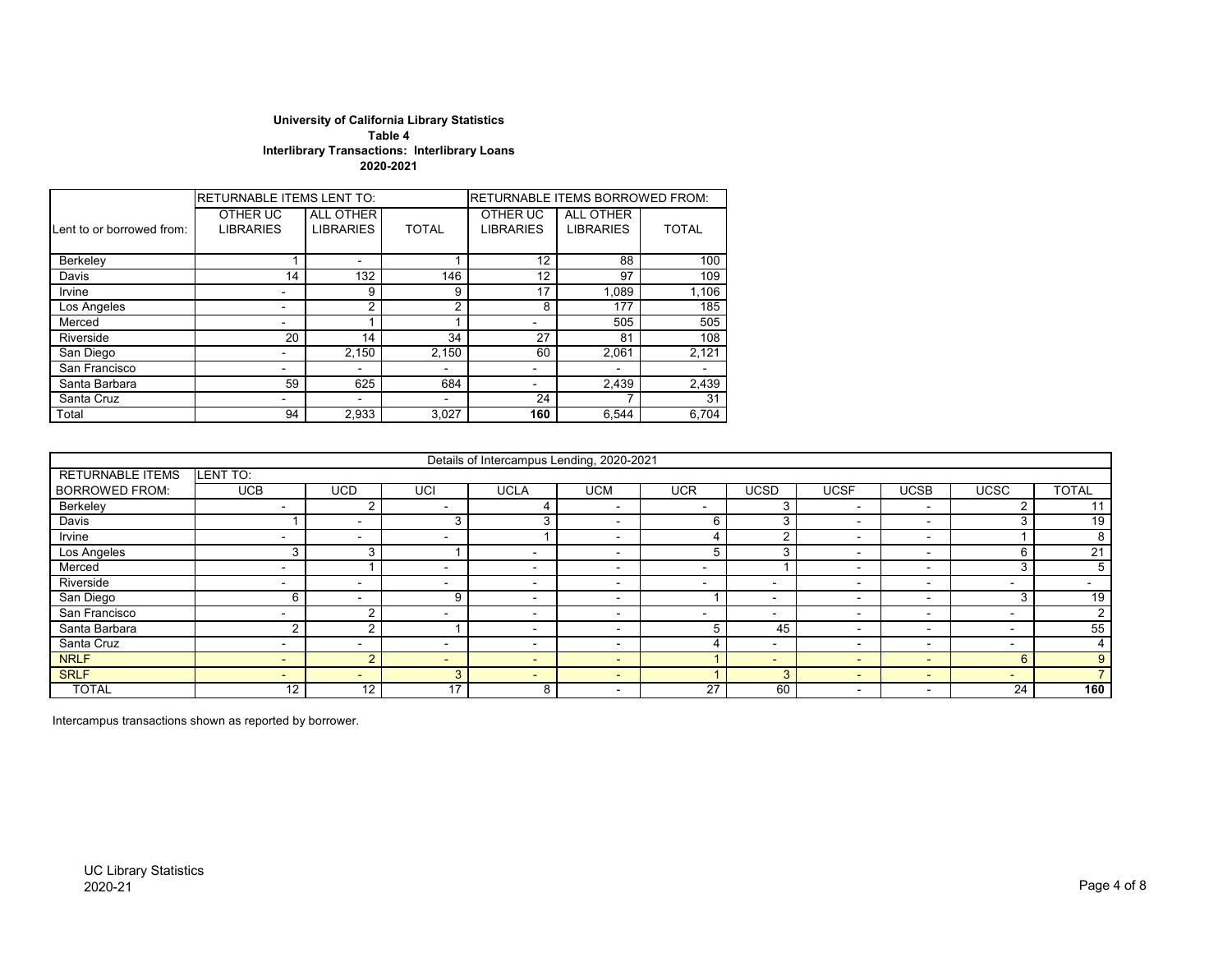**University of California Library Statistics**
**Table 4**
**Interlibrary Transactions: Interlibrary Loans**
**2020-2021**

| Lent to or borrowed from: | RETURNABLE ITEMS LENT TO: OTHER UC LIBRARIES | ALL OTHER LIBRARIES | TOTAL | RETURNABLE ITEMS BORROWED FROM: OTHER UC LIBRARIES | ALL OTHER LIBRARIES | TOTAL |
|---|---|---|---|---|---|---|
| Berkeley | 1 | - | 1 | 12 | 88 | 100 |
| Davis | 14 | 132 | 146 | 12 | 97 | 109 |
| Irvine | - | 9 | 9 | 17 | 1,089 | 1,106 |
| Los Angeles | - | 2 | 2 | 8 | 177 | 185 |
| Merced | - | 1 | 1 | - | 505 | 505 |
| Riverside | 20 | 14 | 34 | 27 | 81 | 108 |
| San Diego | - | 2,150 | 2,150 | 60 | 2,061 | 2,121 |
| San Francisco | - | - | - | - | - | - |
| Santa Barbara | 59 | 625 | 684 | - | 2,439 | 2,439 |
| Santa Cruz | - | - | - | 24 | 7 | 31 |
| Total | 94 | 2,933 | 3,027 | **160** | 6,544 | 6,704 |

**Details of Intercampus Lending, 2020-2021**

| RETURNABLE ITEMS BORROWED FROM: | LENT TO: UCB | UCD | UCI | UCLA | UCM | UCR | UCSD | UCSF | UCSB | UCSC | TOTAL |
|---|---|---|---|---|---|---|---|---|---|---|---|
| Berkeley | - | 2 | - | 4 | - | - | 3 | - | - | 2 | 11 |
| Davis | 1 | - | 3 | 3 | - | 6 | 3 | - | - | 3 | 19 |
| Irvine | - | - | - | 1 | - | 4 | 2 | - | - | 1 | 8 |
| Los Angeles | 3 | 3 | 1 | - | - | 5 | 3 | - | - | 6 | 21 |
| Merced | - | 1 | - | - | - | - | 1 | - | - | 3 | 5 |
| Riverside | - | - | - | - | - | - | - | - | - | - | - |
| San Diego | 6 | - | 9 | - | - | 1 | - | - | - | 3 | 19 |
| San Francisco | - | 2 | - | - | - | - | - | - | - | - | 2 |
| Santa Barbara | 2 | 2 | 1 | - | - | 5 | 45 | - | - | - | 55 |
| Santa Cruz | - | - | - | - | - | 4 | - | - | - | - | 4 |
| NRLF | - | 2 | - | - | - | 1 | - | - | - | 6 | 9 |
| SRLF | - | - | 3 | - | - | 1 | 3 | - | - | - | 7 |
| TOTAL | 12 | 12 | 17 | 8 | - | 27 | 60 | - | - | 24 | **160** |

Intercampus transactions shown as reported by borrower.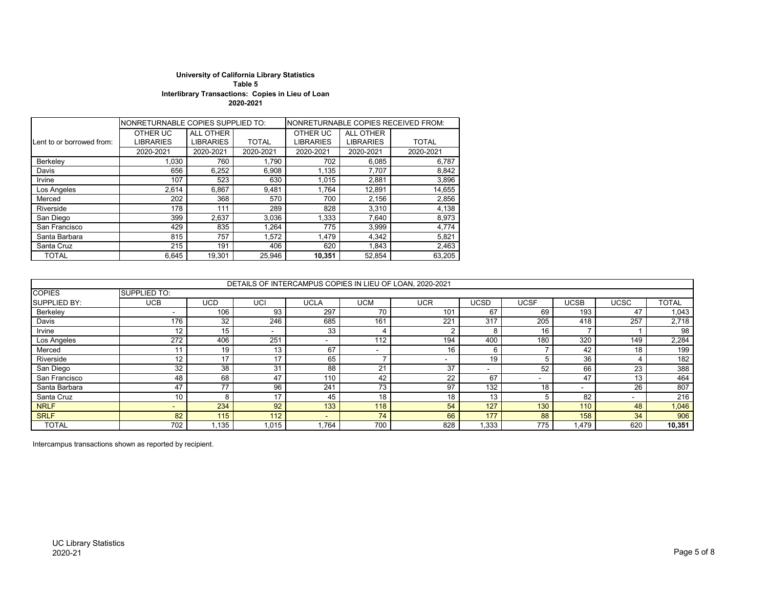**University of California Library Statistics**
**Table 5**
**Interlibrary Transactions: Copies in Lieu of Loan**
**2020-2021**

| | NONRETURNABLE COPIES SUPPLIED TO: | | | NONRETURNABLE COPIES RECEIVED FROM: | | |
|---|---|---|---|---|---|---|
| Lent to or borrowed from: | OTHER UC LIBRARIES | ALL OTHER LIBRARIES | TOTAL | OTHER UC LIBRARIES | ALL OTHER LIBRARIES | TOTAL |
| | 2020-2021 | 2020-2021 | 2020-2021 | 2020-2021 | 2020-2021 | 2020-2021 |
| Berkeley | 1,030 | 760 | 1,790 | 702 | 6,085 | 6,787 |
| Davis | 656 | 6,252 | 6,908 | 1,135 | 7,707 | 8,842 |
| Irvine | 107 | 523 | 630 | 1,015 | 2,881 | 3,896 |
| Los Angeles | 2,614 | 6,867 | 9,481 | 1,764 | 12,891 | 14,655 |
| Merced | 202 | 368 | 570 | 700 | 2,156 | 2,856 |
| Riverside | 178 | 111 | 289 | 828 | 3,310 | 4,138 |
| San Diego | 399 | 2,637 | 3,036 | 1,333 | 7,640 | 8,973 |
| San Francisco | 429 | 835 | 1,264 | 775 | 3,999 | 4,774 |
| Santa Barbara | 815 | 757 | 1,572 | 1,479 | 4,342 | 5,821 |
| Santa Cruz | 215 | 191 | 406 | 620 | 1,843 | 2,463 |
| TOTAL | 6,645 | 19,301 | 25,946 | **10,351** | 52,854 | 63,205 |

| DETAILS OF INTERCAMPUS COPIES IN LIEU OF LOAN, 2020-2021 | | | | | | | | | | | |
|---|---|---|---|---|---|---|---|---|---|---|---|
| COPIES | SUPPLIED TO: | | | | | | | | | | |
| SUPPLIED BY: | UCB | UCD | UCI | UCLA | UCM | UCR | UCSD | UCSF | UCSB | UCSC | TOTAL |
| Berkeley | - | 106 | 93 | 297 | 70 | 101 | 67 | 69 | 193 | 47 | 1,043 |
| Davis | 176 | 32 | 246 | 685 | 161 | 221 | 317 | 205 | 418 | 257 | 2,718 |
| Irvine | 12 | 15 | - | 33 | 4 | 2 | 8 | 16 | 7 | 1 | 98 |
| Los Angeles | 272 | 406 | 251 | - | 112 | 194 | 400 | 180 | 320 | 149 | 2,284 |
| Merced | 11 | 19 | 13 | 67 | - | 16 | 6 | 7 | 42 | 18 | 199 |
| Riverside | 12 | 17 | 17 | 65 | 7 | - | 19 | 5 | 36 | 4 | 182 |
| San Diego | 32 | 38 | 31 | 88 | 21 | 37 | - | 52 | 66 | 23 | 388 |
| San Francisco | 48 | 68 | 47 | 110 | 42 | 22 | 67 | - | 47 | 13 | 464 |
| Santa Barbara | 47 | 77 | 96 | 241 | 73 | 97 | 132 | 18 | - | 26 | 807 |
| Santa Cruz | 10 | 8 | 17 | 45 | 18 | 18 | 13 | 5 | 82 | - | 216 |
| NRLF | - | 234 | 92 | 133 | 118 | 54 | 127 | 130 | 110 | 48 | 1,046 |
| SRLF | 82 | 115 | 112 | - | 74 | 66 | 177 | 88 | 158 | 34 | 906 |
| TOTAL | 702 | 1,135 | 1,015 | 1,764 | 700 | 828 | 1,333 | 775 | 1,479 | 620 | **10,351** |

Intercampus transactions shown as reported by recipient.

UC Library Statistics
2020-21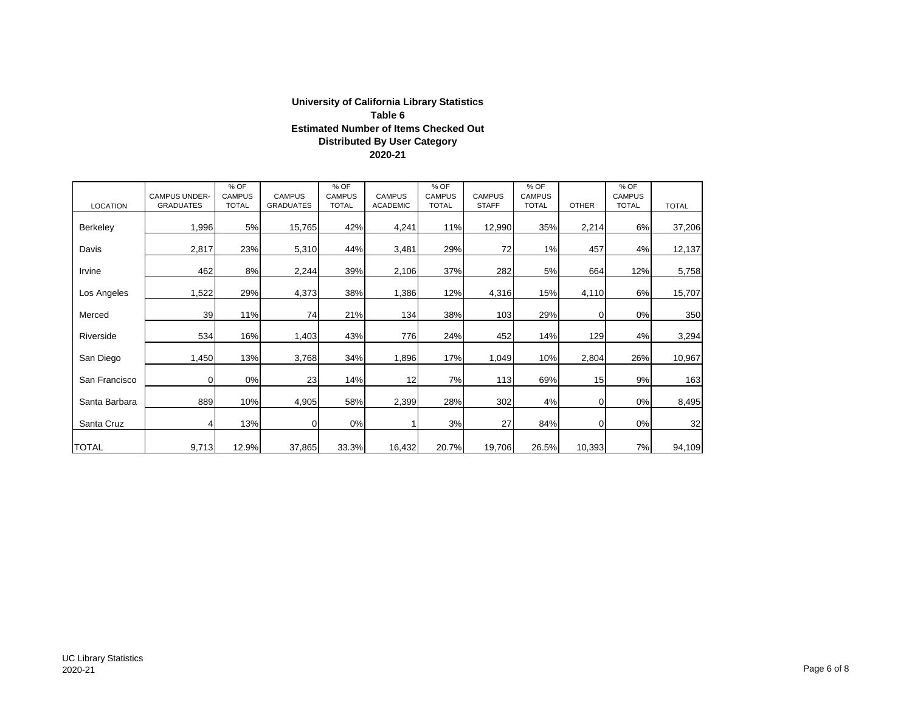# University of California Library Statistics

## Table 6

## Estimated Number of Items Checked Out

## Distributed By User Category

## 2020-21

| LOCATION | CAMPUS UNDER-GRADUATES | % OF CAMPUS TOTAL | CAMPUS GRADUATES | % OF CAMPUS TOTAL | CAMPUS ACADEMIC | % OF CAMPUS TOTAL | CAMPUS STAFF | % OF CAMPUS TOTAL | OTHER | % OF CAMPUS TOTAL | TOTAL |
|---|---|---|---|---|---|---|---|---|---|---|---|
| Berkeley | 1,996 | 5% | 15,765 | 42% | 4,241 | 11% | 12,990 | 35% | 2,214 | 6% | 37,206 |
| Davis | 2,817 | 23% | 5,310 | 44% | 3,481 | 29% | 72 | 1% | 457 | 4% | 12,137 |
| Irvine | 462 | 8% | 2,244 | 39% | 2,106 | 37% | 282 | 5% | 664 | 12% | 5,758 |
| Los Angeles | 1,522 | 29% | 4,373 | 38% | 1,386 | 12% | 4,316 | 15% | 4,110 | 6% | 15,707 |
| Merced | 39 | 11% | 74 | 21% | 134 | 38% | 103 | 29% | 0 | 0% | 350 |
| Riverside | 534 | 16% | 1,403 | 43% | 776 | 24% | 452 | 14% | 129 | 4% | 3,294 |
| San Diego | 1,450 | 13% | 3,768 | 34% | 1,896 | 17% | 1,049 | 10% | 2,804 | 26% | 10,967 |
| San Francisco | 0 | 0% | 23 | 14% | 12 | 7% | 113 | 69% | 15 | 9% | 163 |
| Santa Barbara | 889 | 10% | 4,905 | 58% | 2,399 | 28% | 302 | 4% | 0 | 0% | 8,495 |
| Santa Cruz | 4 | 13% | 0 | 0% | 1 | 3% | 27 | 84% | 0 | 0% | 32 |
| TOTAL | 9,713 | 12.9% | 37,865 | 33.3% | 16,432 | 20.7% | 19,706 | 26.5% | 10,393 | 7% | 94,109 |

UC Library Statistics
2020-21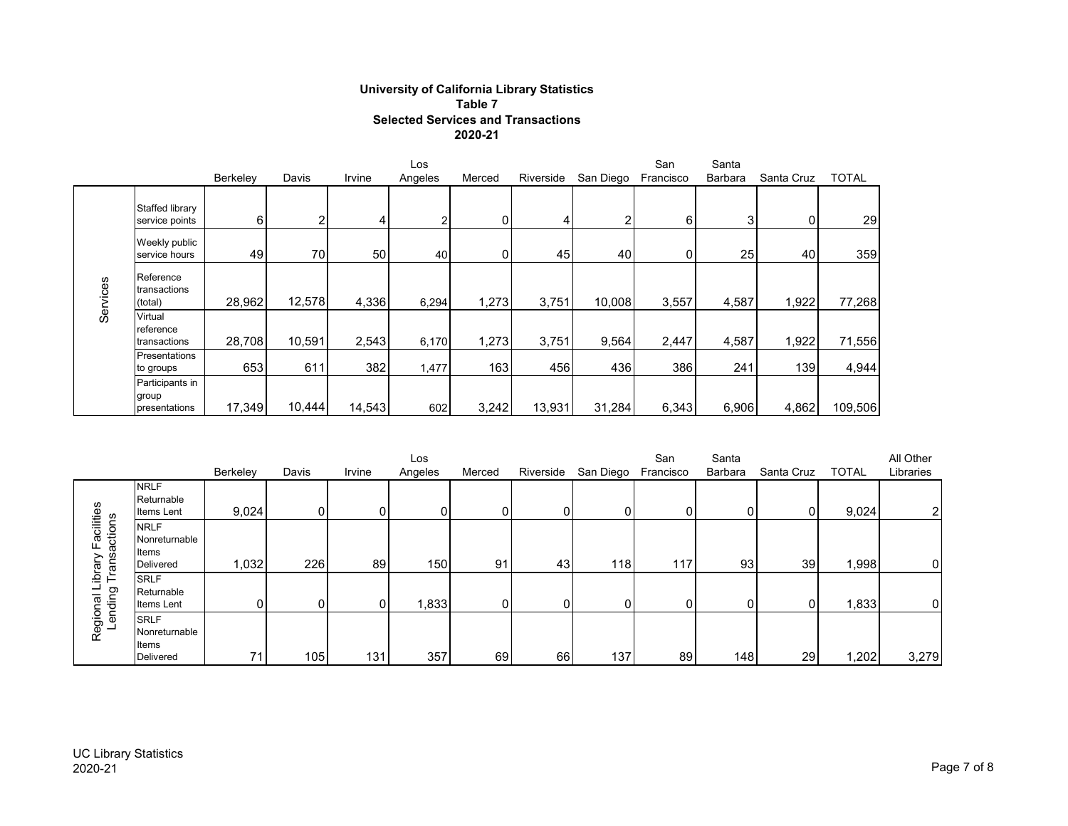**University of California Library Statistics**
**Table 7**
**Selected Services and Transactions**
**2020-21**

| | | Berkeley | Davis | Irvine | Los Angeles | Merced | Riverside | San Diego | San Francisco | Santa Barbara | Santa Cruz | TOTAL |
|---|---|---|---|---|---|---|---|---|---|---|---|---|
| Services | Staffed library service points | 6 | 2 | 4 | 2 | 0 | 4 | 2 | 6 | 3 | 0 | 29 |
| | Weekly public service hours | 49 | 70 | 50 | 40 | 0 | 45 | 40 | 0 | 25 | 40 | 359 |
| | Reference transactions (total) | 28,962 | 12,578 | 4,336 | 6,294 | 1,273 | 3,751 | 10,008 | 3,557 | 4,587 | 1,922 | 77,268 |
| | Virtual reference transactions | 28,708 | 10,591 | 2,543 | 6,170 | 1,273 | 3,751 | 9,564 | 2,447 | 4,587 | 1,922 | 71,556 |
| | Presentations to groups | 653 | 611 | 382 | 1,477 | 163 | 456 | 436 | 386 | 241 | 139 | 4,944 |
| | Participants in group presentations | 17,349 | 10,444 | 14,543 | 602 | 3,242 | 13,931 | 31,284 | 6,343 | 6,906 | 4,862 | 109,506 |

| | | Berkeley | Davis | Irvine | Los Angeles | Merced | Riverside | San Diego | San Francisco | Santa Barbara | Santa Cruz | TOTAL | All Other Libraries |
|---|---|---|---|---|---|---|---|---|---|---|---|---|---|
| Regional Library Facilities Lending Transactions | NRLF Returnable Items Lent | 9,024 | 0 | 0 | 0 | 0 | 0 | 0 | 0 | 0 | 0 | 9,024 | 2 |
| | NRLF Nonreturnable Items Delivered | 1,032 | 226 | 89 | 150 | 91 | 43 | 118 | 117 | 93 | 39 | 1,998 | 0 |
| | SRLF Returnable Items Lent | 0 | 0 | 0 | 1,833 | 0 | 0 | 0 | 0 | 0 | 0 | 1,833 | 0 |
| | SRLF Nonreturnable Items Delivered | 71 | 105 | 131 | 357 | 69 | 66 | 137 | 89 | 148 | 29 | 1,202 | 3,279 |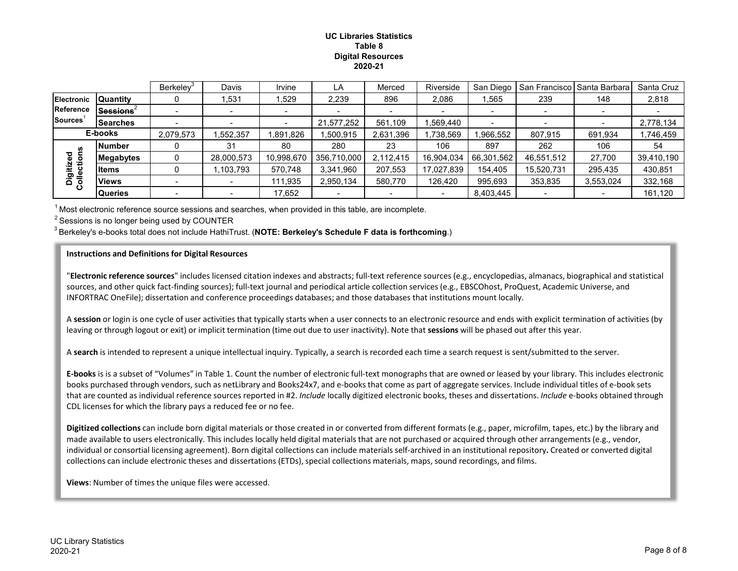**UC Libraries Statistics**
**Table 8**
**Digital Resources**
**2020-21**

| | | Berkeley[3] | Davis | Irvine | LA | Merced | Riverside | San Diego | San Francisco | Santa Barbara | Santa Cruz |
|---|---|---|---|---|---|---|---|---|---|---|---|
| **Electronic Reference Sources**[1] | **Quantity** | 0 | 1,531 | 1,529 | 2,239 | 896 | 2,086 | 1,565 | 239 | 148 | 2,818 |
| | **~~Sessions~~**[2] | - | - | - | - | - | - | - | - | - | - |
| | **Searches** | - | - | - | 21,577,252 | 561,109 | 1,569,440 | - | - | - | 2,778,134 |
| **E-books** | | 2,079,573 | 1,552,357 | 1,891,826 | 1,500,915 | 2,631,396 | 1,738,569 | 1,966,552 | 807,915 | 691,934 | 1,746,459 |
| **Digitized Collections** | **Number** | 0 | 31 | 80 | 280 | 23 | 106 | 897 | 262 | 106 | 54 |
| | **Megabytes** | 0 | 28,000,573 | 10,998,670 | 356,710,000 | 2,112,415 | 16,904,034 | 66,301,562 | 46,551,512 | 27,700 | 39,410,190 |
| | **Items** | 0 | 1,103,793 | 570,748 | 3,341,960 | 207,553 | 17,027,839 | 154,405 | 15,520,731 | 295,435 | 430,851 |
| | **Views** | - | - | 111,935 | 2,950,134 | 580,770 | 126,420 | 995,693 | 353,835 | 3,553,024 | 332,168 |
| | **Queries** | - | - | 17,652 | - | - | - | 8,403,445 | - | - | 161,120 |

[1] Most electronic reference source sessions and searches, when provided in this table, are incomplete.
[2] Sessions is no longer being used by COUNTER
[3] Berkeley's e-books total does not include HathiTrust. (**NOTE: Berkeley's Schedule F data is forthcoming**.)

**Instructions and Definitions for Digital Resources**

"**Electronic reference sources**" includes licensed citation indexes and abstracts; full-text reference sources (e.g., encyclopedias, almanacs, biographical and statistical sources, and other quick fact-finding sources); full-text journal and periodical article collection services (e.g., EBSCOhost, ProQuest, Academic Universe, and INFORTRAC OneFile); dissertation and conference proceedings databases; and those databases that institutions mount locally.

A **session** or login is one cycle of user activities that typically starts when a user connects to an electronic resource and ends with explicit termination of activities (by leaving or through logout or exit) or implicit termination (time out due to user inactivity). Note that **sessions** will be phased out after this year.

A **search** is intended to represent a unique intellectual inquiry. Typically, a search is recorded each time a search request is sent/submitted to the server.

**E-books** is is a subset of "Volumes" in Table 1. Count the number of electronic full-text monographs that are owned or leased by your library. This includes electronic books purchased through vendors, such as netLibrary and Books24x7, and e-books that come as part of aggregate services. Include individual titles of e-book sets that are counted as individual reference sources reported in #2. *Include* locally digitized electronic books, theses and dissertations. *Include* e-books obtained through CDL licenses for which the library pays a reduced fee or no fee.

**Digitized collections** can include born digital materials or those created in or converted from different formats (e.g., paper, microfilm, tapes, etc.) by the library and made available to users electronically. This includes locally held digital materials that are not purchased or acquired through other arrangements (e.g., vendor, individual or consortial licensing agreement). Born digital collections can include materials self-archived in an institutional repository**.** Created or converted digital collections can include electronic theses and dissertations (ETDs), special collections materials, maps, sound recordings, and films.

**Views**: Number of times the unique files were accessed.